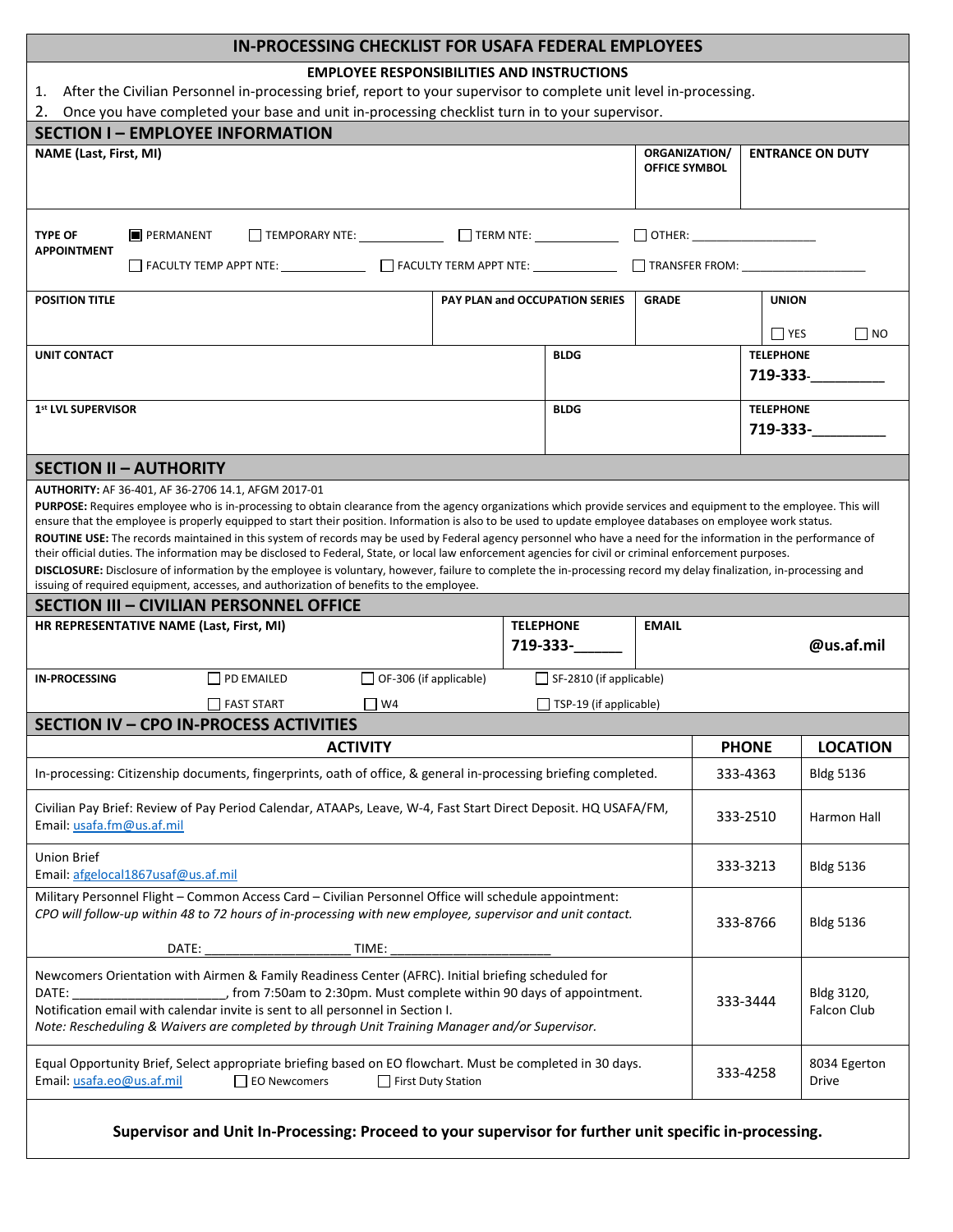# IN-PROCESSING CHECKLIST FOR USAFA FEDERAL EMPLOYEES

**EMPLOYEE RESPONSIBILITIES AND INSTRUCTIONS**

1. After the Civilian Personnel in-processing brief, report to your supervisor to complete unit level in-processing.
2. Once you have completed your base and unit in-processing checklist turn in to your supervisor.

## SECTION I – EMPLOYEE INFORMATION

| NAME (Last, First, MI) | ORGANIZATION/ OFFICE SYMBOL | ENTRANCE ON DUTY |
|---|---|---|
| | | |

**TYPE OF APPOINTMENT**

☒ PERMANENT ☐ TEMPORARY NTE: ____________ ☐ TERM NTE: ____________ ☐ OTHER: __________________

☐ FACULTY TEMP APPT NTE: ____________ ☐ FACULTY TERM APPT NTE: ____________ ☐ TRANSFER FROM: __________________

| POSITION TITLE | PAY PLAN and OCCUPATION SERIES | GRADE | UNION |
|---|---|---|---|
| | | | ☐ YES ☐ NO |

| UNIT CONTACT | BLDG | TELEPHONE |
|---|---|---|
| | | 719-333-_________ |

| 1st LVL SUPERVISOR | BLDG | TELEPHONE |
|---|---|---|
| | | 719-333-_________ |

## SECTION II – AUTHORITY

**AUTHORITY:** AF 36-401, AF 36-2706 14.1, AFGM 2017-01

**PURPOSE:** Requires employee who is in-processing to obtain clearance from the agency organizations which provide services and equipment to the employee. This will ensure that the employee is properly equipped to start their position. Information is also to be used to update employee databases on employee work status.

**ROUTINE USE:** The records maintained in this system of records may be used by Federal agency personnel who have a need for the information in the performance of their official duties. The information may be disclosed to Federal, State, or local law enforcement agencies for civil or criminal enforcement purposes.

**DISCLOSURE:** Disclosure of information by the employee is voluntary, however, failure to complete the in-processing record my delay finalization, in-processing and issuing of required equipment, accesses, and authorization of benefits to the employee.

## SECTION III – CIVILIAN PERSONNEL OFFICE

| HR REPRESENTATIVE NAME (Last, First, MI) | TELEPHONE | EMAIL |
|---|---|---|
| | 719-333-______ | @us.af.mil |

**IN-PROCESSING**

☐ PD EMAILED ☐ OF-306 (if applicable) ☐ SF-2810 (if applicable)

☐ FAST START ☐ W4 ☐ TSP-19 (if applicable)

## SECTION IV – CPO IN-PROCESS ACTIVITIES

| ACTIVITY | PHONE | LOCATION |
|---|---|---|
| In-processing: Citizenship documents, fingerprints, oath of office, & general in-processing briefing completed. | 333-4363 | Bldg 5136 |
| Civilian Pay Brief: Review of Pay Period Calendar, ATAAPs, Leave, W-4, Fast Start Direct Deposit. HQ USAFA/FM, Email: usafa.fm@us.af.mil | 333-2510 | Harmon Hall |
| Union Brief<br>Email: afgelocal1867usaf@us.af.mil | 333-3213 | Bldg 5136 |
| Military Personnel Flight – Common Access Card – Civilian Personnel Office will schedule appointment:<br>*CPO will follow-up within 48 to 72 hours of in-processing with new employee, supervisor and unit contact.*<br>DATE: ____________________ TIME: ______________________ | 333-8766 | Bldg 5136 |
| Newcomers Orientation with Airmen & Family Readiness Center (AFRC). Initial briefing scheduled for DATE: ______________________, from 7:50am to 2:30pm. Must complete within 90 days of appointment.<br>Notification email with calendar invite is sent to all personnel in Section I.<br>*Note: Rescheduling & Waivers are completed by through Unit Training Manager and/or Supervisor.* | 333-3444 | Bldg 3120, Falcon Club |
| Equal Opportunity Brief, Select appropriate briefing based on EO flowchart. Must be completed in 30 days.<br>Email: usafa.eo@us.af.mil ☐ EO Newcomers ☐ First Duty Station | 333-4258 | 8034 Egerton Drive |

**Supervisor and Unit In-Processing: Proceed to your supervisor for further unit specific in-processing.**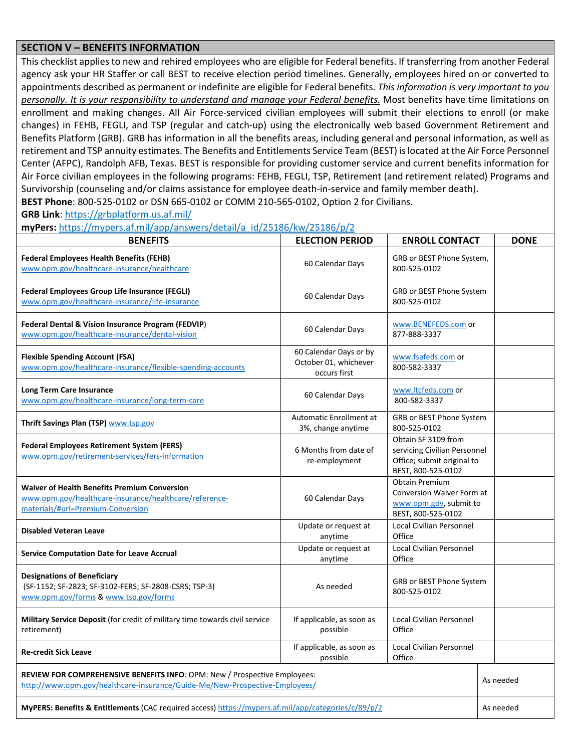## SECTION V – BENEFITS INFORMATION

This checklist applies to new and rehired employees who are eligible for Federal benefits. If transferring from another Federal agency ask your HR Staffer or call BEST to receive election period timelines. Generally, employees hired on or converted to appointments described as permanent or indefinite are eligible for Federal benefits. *This information is very important to you personally. It is your responsibility to understand and manage your Federal benefits.* Most benefits have time limitations on enrollment and making changes. All Air Force-serviced civilian employees will submit their elections to enroll (or make changes) in FEHB, FEGLI, and TSP (regular and catch-up) using the electronically web based Government Retirement and Benefits Platform (GRB). GRB has information in all the benefits areas, including general and personal information, as well as retirement and TSP annuity estimates. The Benefits and Entitlements Service Team (BEST) is located at the Air Force Personnel Center (AFPC), Randolph AFB, Texas. BEST is responsible for providing customer service and current benefits information for Air Force civilian employees in the following programs: FEHB, FEGLI, TSP, Retirement (and retirement related) Programs and Survivorship (counseling and/or claims assistance for employee death-in-service and family member death).

**BEST Phone**: 800-525-0102 or DSN 665-0102 or COMM 210-565-0102, Option 2 for Civilians.

**GRB Link**: https://grbplatform.us.af.mil/

**myPers:** https://mypers.af.mil/app/answers/detail/a_id/25186/kw/25186/p/2

| BENEFITS | ELECTION PERIOD | ENROLL CONTACT | DONE |
|---|---|---|---|
| **Federal Employees Health Benefits (FEHB)** www.opm.gov/healthcare-insurance/healthcare | 60 Calendar Days | GRB or BEST Phone System, 800-525-0102 | |
| **Federal Employees Group Life Insurance (FEGLI)** www.opm.gov/healthcare-insurance/life-insurance | 60 Calendar Days | GRB or BEST Phone System 800-525-0102 | |
| **Federal Dental & Vision Insurance Program (FEDVIP)** www.opm.gov/healthcare-insurance/dental-vision | 60 Calendar Days | www.BENEFEDS.com or 877-888-3337 | |
| **Flexible Spending Account (FSA)** www.opm.gov/healthcare-insurance/flexible-spending-accounts | 60 Calendar Days or by October 01, whichever occurs first | www.fsafeds.com or 800-582-3337 | |
| **Long Term Care Insurance** www.opm.gov/healthcare-insurance/long-term-care | 60 Calendar Days | www.ltcfeds.com or 800-582-3337 | |
| **Thrift Savings Plan (TSP)** www.tsp.gov | Automatic Enrollment at 3%, change anytime | GRB or BEST Phone System 800-525-0102 | |
| **Federal Employees Retirement System (FERS)** www.opm.gov/retirement-services/fers-information | 6 Months from date of re-employment | Obtain SF 3109 from servicing Civilian Personnel Office; submit original to BEST, 800-525-0102 | |
| **Waiver of Health Benefits Premium Conversion** www.opm.gov/healthcare-insurance/healthcare/reference-materials/#url=Premium-Conversion | 60 Calendar Days | Obtain Premium Conversion Waiver Form at www.opm.gov, submit to BEST, 800-525-0102 | |
| **Disabled Veteran Leave** | Update or request at anytime | Local Civilian Personnel Office | |
| **Service Computation Date for Leave Accrual** | Update or request at anytime | Local Civilian Personnel Office | |
| **Designations of Beneficiary** (SF-1152; SF-2823; SF-3102-FERS; SF-2808-CSRS; TSP-3) www.opm.gov/forms & www.tsp.gov/forms | As needed | GRB or BEST Phone System 800-525-0102 | |
| **Military Service Deposit** (for credit of military time towards civil service retirement) | If applicable, as soon as possible | Local Civilian Personnel Office | |
| **Re-credit Sick Leave** | If applicable, as soon as possible | Local Civilian Personnel Office | |
| **REVIEW FOR COMPREHENSIVE BENEFITS INFO**: OPM: New / Prospective Employees: http://www.opm.gov/healthcare-insurance/Guide-Me/New-Prospective-Employees/ | | | As needed |
| **MyPERS: Benefits & Entitlements** (CAC required access) https://mypers.af.mil/app/categories/c/89/p/2 | | | As needed |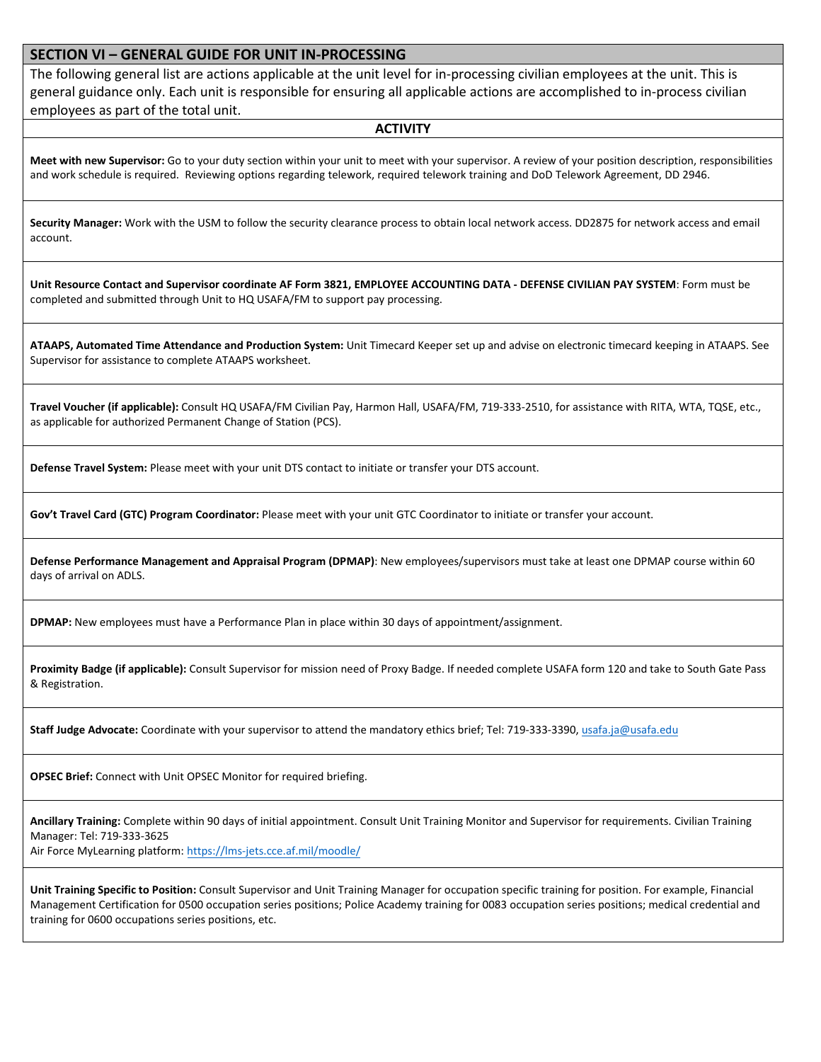## SECTION VI – GENERAL GUIDE FOR UNIT IN-PROCESSING

The following general list are actions applicable at the unit level for in-processing civilian employees at the unit. This is general guidance only. Each unit is responsible for ensuring all applicable actions are accomplished to in-process civilian employees as part of the total unit.

| ACTIVITY |
|---|
| **Meet with new Supervisor:** Go to your duty section within your unit to meet with your supervisor. A review of your position description, responsibilities and work schedule is required. Reviewing options regarding telework, required telework training and DoD Telework Agreement, DD 2946. |
| **Security Manager:** Work with the USM to follow the security clearance process to obtain local network access. DD2875 for network access and email account. |
| **Unit Resource Contact and Supervisor coordinate AF Form 3821, EMPLOYEE ACCOUNTING DATA - DEFENSE CIVILIAN PAY SYSTEM**: Form must be completed and submitted through Unit to HQ USAFA/FM to support pay processing. |
| **ATAAPS, Automated Time Attendance and Production System:** Unit Timecard Keeper set up and advise on electronic timecard keeping in ATAAPS. See Supervisor for assistance to complete ATAAPS worksheet. |
| **Travel Voucher (if applicable):** Consult HQ USAFA/FM Civilian Pay, Harmon Hall, USAFA/FM, 719-333-2510, for assistance with RITA, WTA, TQSE, etc., as applicable for authorized Permanent Change of Station (PCS). |
| **Defense Travel System:** Please meet with your unit DTS contact to initiate or transfer your DTS account. |
| **Gov't Travel Card (GTC) Program Coordinator:** Please meet with your unit GTC Coordinator to initiate or transfer your account. |
| **Defense Performance Management and Appraisal Program (DPMAP)**: New employees/supervisors must take at least one DPMAP course within 60 days of arrival on ADLS. |
| **DPMAP:** New employees must have a Performance Plan in place within 30 days of appointment/assignment. |
| **Proximity Badge (if applicable):** Consult Supervisor for mission need of Proxy Badge. If needed complete USAFA form 120 and take to South Gate Pass & Registration. |
| **Staff Judge Advocate:** Coordinate with your supervisor to attend the mandatory ethics brief; Tel: 719-333-3390, usafa.ja@usafa.edu |
| **OPSEC Brief:** Connect with Unit OPSEC Monitor for required briefing. |
| **Ancillary Training:** Complete within 90 days of initial appointment. Consult Unit Training Monitor and Supervisor for requirements. Civilian Training Manager: Tel: 719-333-3625<br>Air Force MyLearning platform: https://lms-jets.cce.af.mil/moodle/ |
| **Unit Training Specific to Position:** Consult Supervisor and Unit Training Manager for occupation specific training for position. For example, Financial Management Certification for 0500 occupation series positions; Police Academy training for 0083 occupation series positions; medical credential and training for 0600 occupations series positions, etc. |